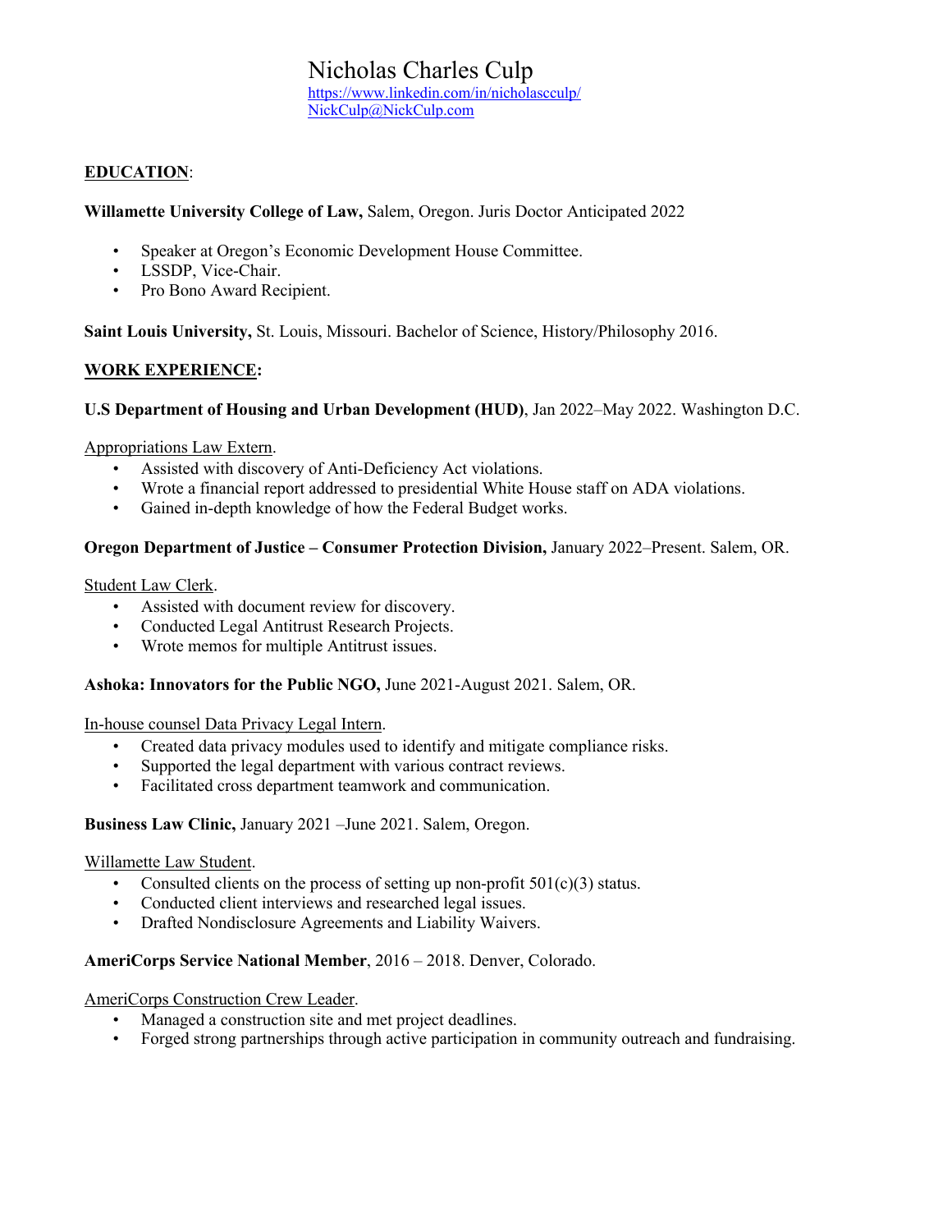# Nicholas Charles Culp

https://www.linkedin.com/in/nicholascculp/
NickCulp@NickCulp.com

## EDUCATION:

**Willamette University College of Law,** Salem, Oregon. Juris Doctor Anticipated 2022

- Speaker at Oregon's Economic Development House Committee.
- LSSDP, Vice-Chair.
- Pro Bono Award Recipient.

**Saint Louis University,** St. Louis, Missouri. Bachelor of Science, History/Philosophy 2016.

## WORK EXPERIENCE:

**U.S Department of Housing and Urban Development (HUD)**, Jan 2022–May 2022. Washington D.C.

Appropriations Law Extern.

- Assisted with discovery of Anti-Deficiency Act violations.
- Wrote a financial report addressed to presidential White House staff on ADA violations.
- Gained in-depth knowledge of how the Federal Budget works.

**Oregon Department of Justice – Consumer Protection Division,** January 2022–Present. Salem, OR.

Student Law Clerk.

- Assisted with document review for discovery.
- Conducted Legal Antitrust Research Projects.
- Wrote memos for multiple Antitrust issues.

**Ashoka: Innovators for the Public NGO,** June 2021-August 2021. Salem, OR.

In-house counsel Data Privacy Legal Intern.

- Created data privacy modules used to identify and mitigate compliance risks.
- Supported the legal department with various contract reviews.
- Facilitated cross department teamwork and communication.

**Business Law Clinic,** January 2021 –June 2021. Salem, Oregon.

Willamette Law Student.

- Consulted clients on the process of setting up non-profit 501(c)(3) status.
- Conducted client interviews and researched legal issues.
- Drafted Nondisclosure Agreements and Liability Waivers.

**AmeriCorps Service National Member**, 2016 – 2018. Denver, Colorado.

AmeriCorps Construction Crew Leader.

- Managed a construction site and met project deadlines.
- Forged strong partnerships through active participation in community outreach and fundraising.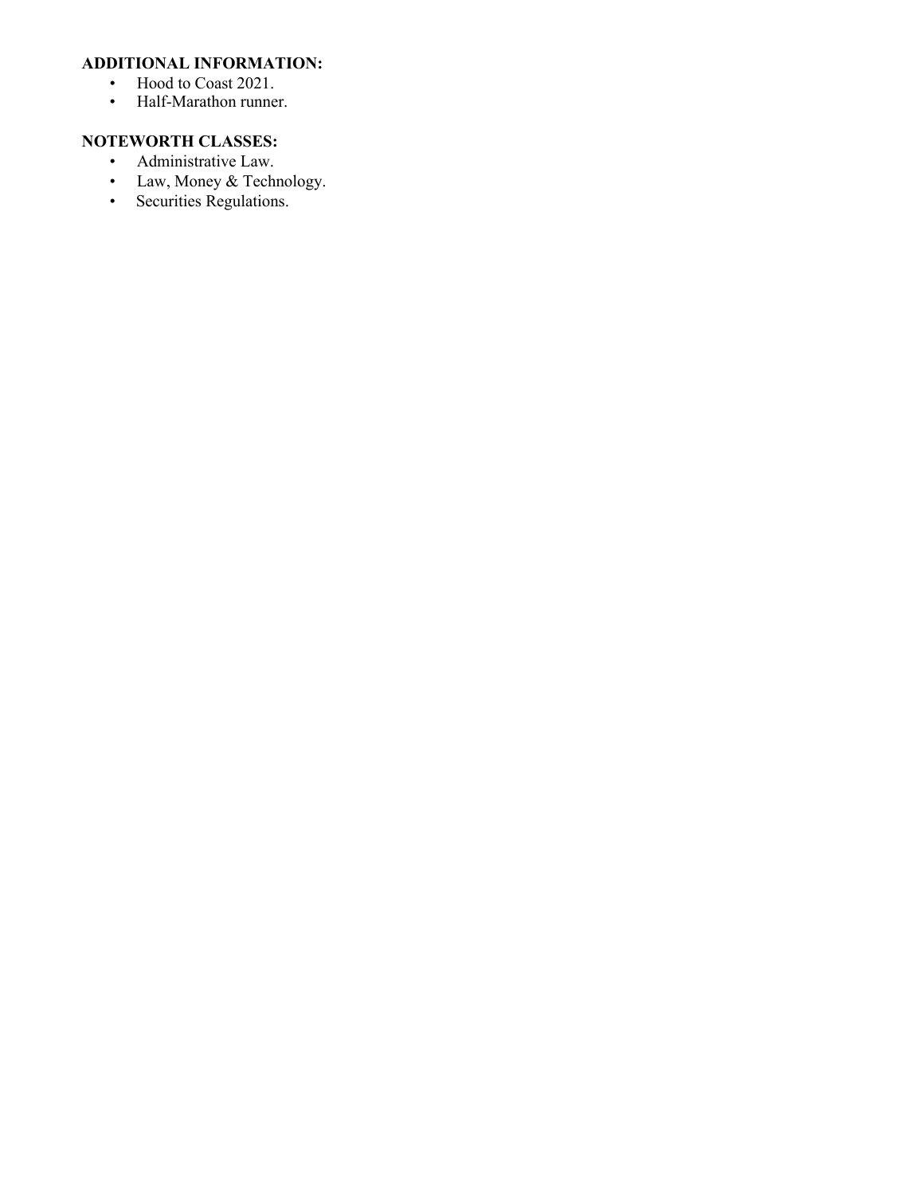**ADDITIONAL INFORMATION:**

- Hood to Coast 2021.
- Half-Marathon runner.

**NOTEWORTH CLASSES:**

- Administrative Law.
- Law, Money & Technology.
- Securities Regulations.